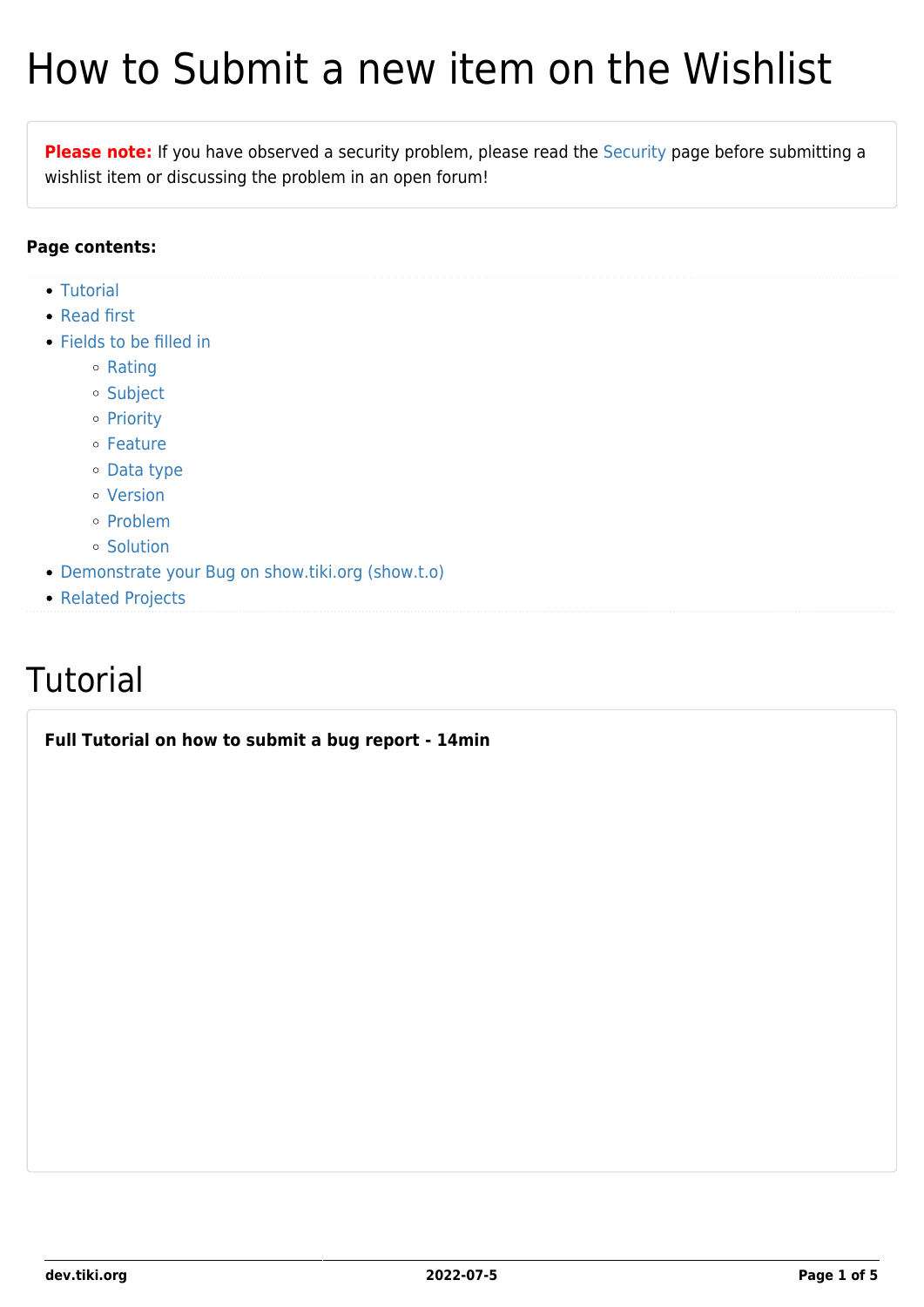# How to Submit a new item on the Wishlist

**Please note:** If you have observed a security problem, please read the Security page before submitting a wishlist item or discussing the problem in an open forum!

**Page contents:**

- Tutorial
- Read first
- Fields to be filled in
  - Rating
  - Subject
  - Priority
  - Feature
  - Data type
  - Version
  - Problem
  - Solution
- Demonstrate your Bug on show.tiki.org (show.t.o)
- Related Projects

# Tutorial

**Full Tutorial on how to submit a bug report - 14min**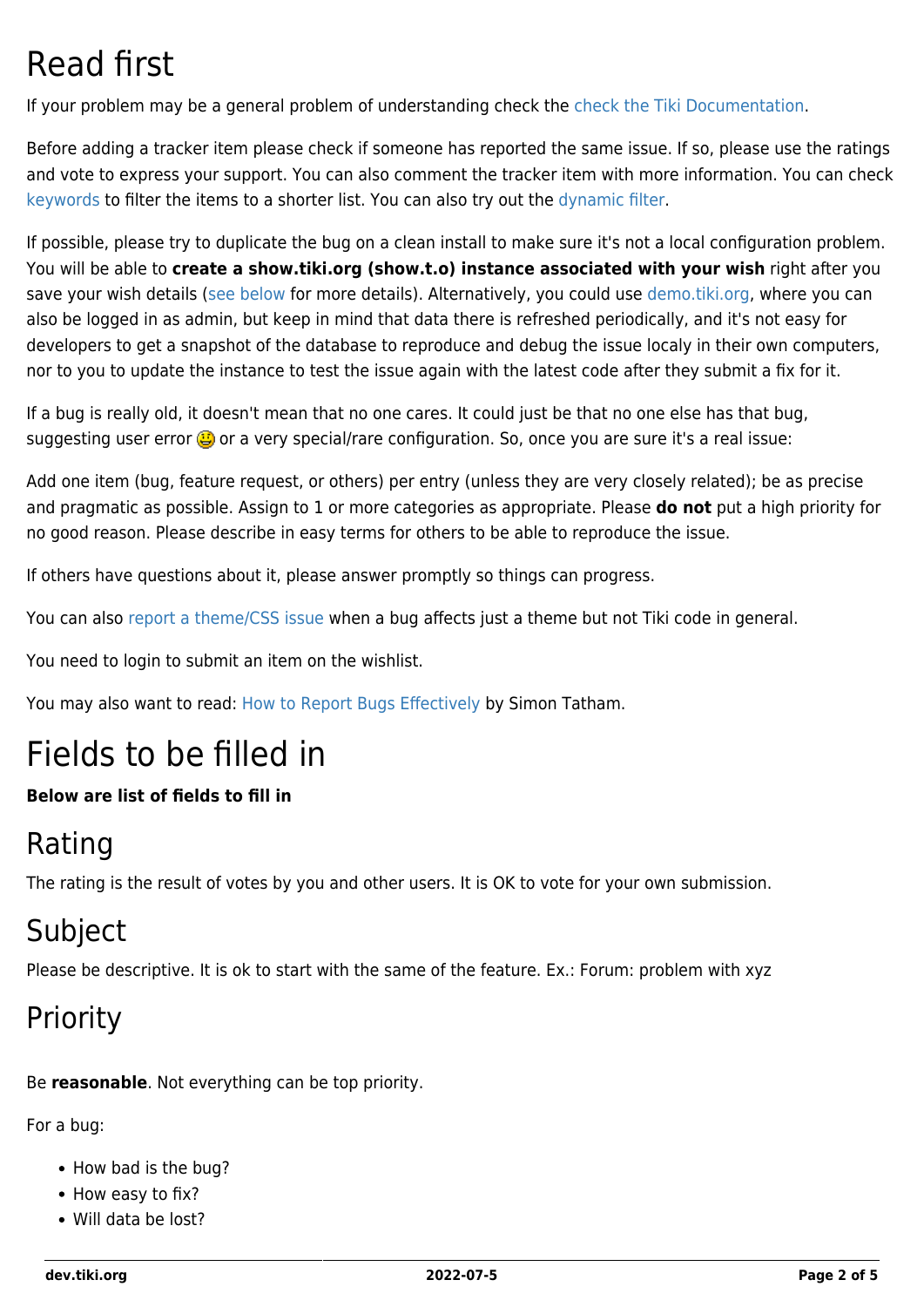# Read first

If your problem may be a general problem of understanding check the check the Tiki Documentation.

Before adding a tracker item please check if someone has reported the same issue. If so, please use the ratings and vote to express your support. You can also comment the tracker item with more information. You can check keywords to filter the items to a shorter list. You can also try out the dynamic filter.

If possible, please try to duplicate the bug on a clean install to make sure it's not a local configuration problem. You will be able to **create a show.tiki.org (show.t.o) instance associated with your wish** right after you save your wish details (see below for more details). Alternatively, you could use demo.tiki.org, where you can also be logged in as admin, but keep in mind that data there is refreshed periodically, and it's not easy for developers to get a snapshot of the database to reproduce and debug the issue localy in their own computers, nor to you to update the instance to test the issue again with the latest code after they submit a fix for it.

If a bug is really old, it doesn't mean that no one cares. It could just be that no one else has that bug, suggesting user error 😐 or a very special/rare configuration. So, once you are sure it's a real issue:

Add one item (bug, feature request, or others) per entry (unless they are very closely related); be as precise and pragmatic as possible. Assign to 1 or more categories as appropriate. Please **do not** put a high priority for no good reason. Please describe in easy terms for others to be able to reproduce the issue.

If others have questions about it, please answer promptly so things can progress.

You can also report a theme/CSS issue when a bug affects just a theme but not Tiki code in general.

You need to login to submit an item on the wishlist.

You may also want to read: How to Report Bugs Effectively by Simon Tatham.

# Fields to be filled in

**Below are list of fields to fill in**

## Rating

The rating is the result of votes by you and other users. It is OK to vote for your own submission.

## Subject

Please be descriptive. It is ok to start with the same of the feature. Ex.: Forum: problem with xyz

## Priority

Be **reasonable**. Not everything can be top priority.

For a bug:

- How bad is the bug?
- How easy to fix?
- Will data be lost?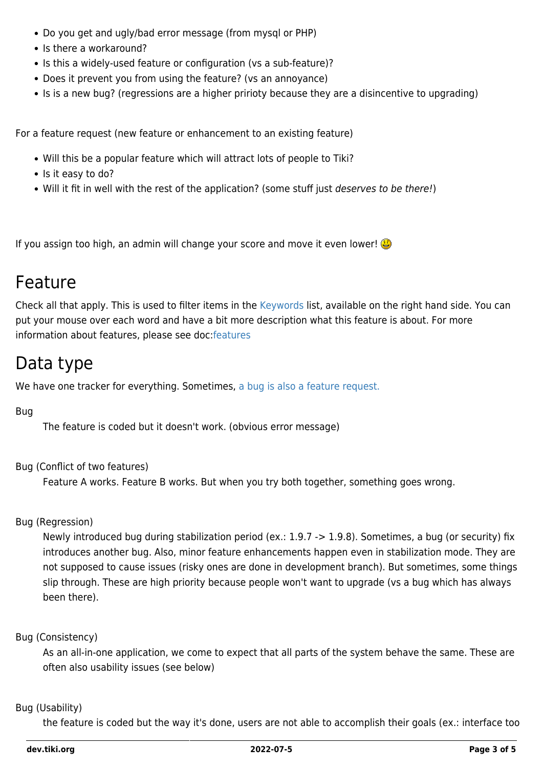- Do you get and ugly/bad error message (from mysql or PHP)
- Is there a workaround?
- Is this a widely-used feature or configuration (vs a sub-feature)?
- Does it prevent you from using the feature? (vs an annoyance)
- Is is a new bug? (regressions are a higher pririoty because they are a disincentive to upgrading)

For a feature request (new feature or enhancement to an existing feature)

- Will this be a popular feature which will attract lots of people to Tiki?
- Is it easy to do?
- Will it fit in well with the rest of the application? (some stuff just *deserves to be there!*)

If you assign too high, an admin will change your score and move it even lower! 😃

# Feature

Check all that apply. This is used to filter items in the Keywords list, available on the right hand side. You can put your mouse over each word and have a bit more description what this feature is about. For more information about features, please see doc:features

# Data type

We have one tracker for everything. Sometimes, a bug is also a feature request.

Bug
: The feature is coded but it doesn't work. (obvious error message)

Bug (Conflict of two features)
: Feature A works. Feature B works. But when you try both together, something goes wrong.

Bug (Regression)
: Newly introduced bug during stabilization period (ex.: 1.9.7 -> 1.9.8). Sometimes, a bug (or security) fix introduces another bug. Also, minor feature enhancements happen even in stabilization mode. They are not supposed to cause issues (risky ones are done in development branch). But sometimes, some things slip through. These are high priority because people won't want to upgrade (vs a bug which has always been there).

Bug (Consistency)
: As an all-in-one application, we come to expect that all parts of the system behave the same. These are often also usability issues (see below)

Bug (Usability)
: the feature is coded but the way it's done, users are not able to accomplish their goals (ex.: interface too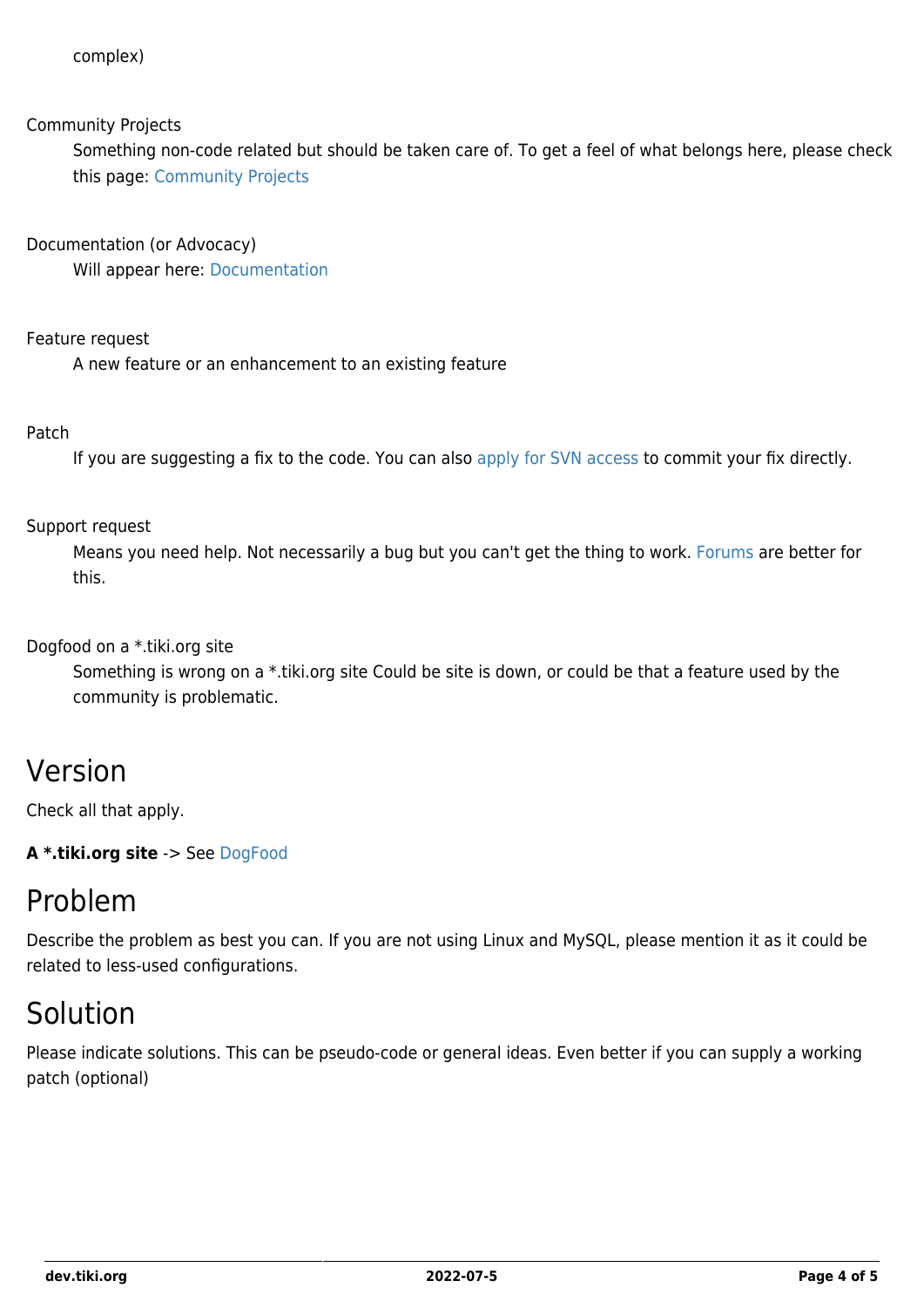complex)

Community Projects
: Something non-code related but should be taken care of. To get a feel of what belongs here, please check this page: Community Projects

Documentation (or Advocacy)
: Will appear here: Documentation

Feature request
: A new feature or an enhancement to an existing feature

Patch
: If you are suggesting a fix to the code. You can also apply for SVN access to commit your fix directly.

Support request
: Means you need help. Not necessarily a bug but you can't get the thing to work. Forums are better for this.

Dogfood on a *.tiki.org site
: Something is wrong on a *.tiki.org site Could be site is down, or could be that a feature used by the community is problematic.

## Version

Check all that apply.

**A *.tiki.org site** -> See DogFood

## Problem

Describe the problem as best you can. If you are not using Linux and MySQL, please mention it as it could be related to less-used configurations.

## Solution

Please indicate solutions. This can be pseudo-code or general ideas. Even better if you can supply a working patch (optional)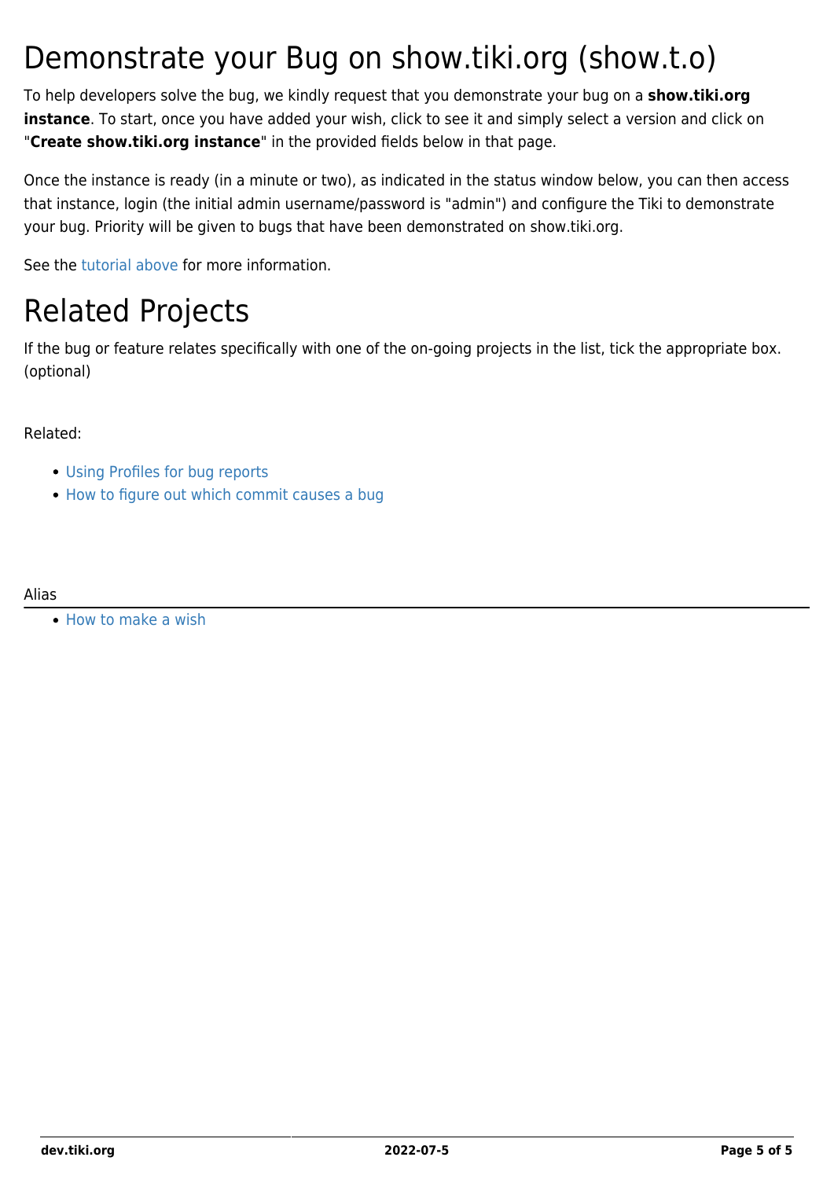# Demonstrate your Bug on show.tiki.org (show.t.o)

To help developers solve the bug, we kindly request that you demonstrate your bug on a **show.tiki.org instance**. To start, once you have added your wish, click to see it and simply select a version and click on "**Create show.tiki.org instance**" in the provided fields below in that page.

Once the instance is ready (in a minute or two), as indicated in the status window below, you can then access that instance, login (the initial admin username/password is "admin") and configure the Tiki to demonstrate your bug. Priority will be given to bugs that have been demonstrated on show.tiki.org.

See the tutorial above for more information.

# Related Projects

If the bug or feature relates specifically with one of the on-going projects in the list, tick the appropriate box. (optional)

Related:

- Using Profiles for bug reports
- How to figure out which commit causes a bug

Alias

- How to make a wish